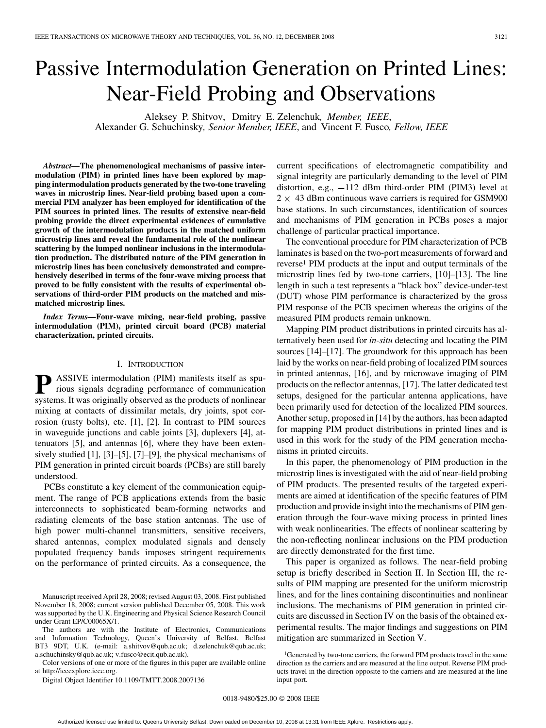# Passive Intermodulation Generation on Printed Lines: Near-Field Probing and Observations

Aleksey P. Shitvov, Dmitry E. Zelenchuk, *Member, IEEE*, Alexander G. Schuchinsky, *Senior Member, IEEE*, and Vincent F. Fusco, *Fellow, IEEE*

***Abstract*—The phenomenological mechanisms of passive intermodulation (PIM) in printed lines have been explored by mapping intermodulation products generated by the two-tone traveling waves in microstrip lines. Near-field probing based upon a commercial PIM analyzer has been employed for identification of the PIM sources in printed lines. The results of extensive near-field probing provide the direct experimental evidences of cumulative growth of the intermodulation products in the matched uniform microstrip lines and reveal the fundamental role of the nonlinear scattering by the lumped nonlinear inclusions in the intermodulation production. The distributed nature of the PIM generation in microstrip lines has been conclusively demonstrated and comprehensively described in terms of the four-wave mixing process that proved to be fully consistent with the results of experimental observations of third-order PIM products on the matched and mismatched microstrip lines.**

***Index Terms*—Four-wave mixing, near-field probing, passive intermodulation (PIM), printed circuit board (PCB) material characterization, printed circuits.**

## I. Introduction

PASSIVE intermodulation (PIM) manifests itself as spurious signals degrading performance of communication systems. It was originally observed as the products of nonlinear mixing at contacts of dissimilar metals, dry joints, spot corrosion (rusty bolts), etc. [1], [2]. In contrast to PIM sources in waveguide junctions and cable joints [3], duplexers [4], attenuators [5], and antennas [6], where they have been extensively studied [1], [3]–[5], [7]–[9], the physical mechanisms of PIM generation in printed circuit boards (PCBs) are still barely understood.

PCBs constitute a key element of the communication equipment. The range of PCB applications extends from the basic interconnects to sophisticated beam-forming networks and radiating elements of the base station antennas. The use of high power multi-channel transmitters, sensitive receivers, shared antennas, complex modulated signals and densely populated frequency bands imposes stringent requirements on the performance of printed circuits. As a consequence, the current specifications of electromagnetic compatibility and signal integrity are particularly demanding to the level of PIM distortion, e.g., $-112$ dBm third-order PIM (PIM3) level at $2 \times 43$ dBm continuous wave carriers is required for GSM900 base stations. In such circumstances, identification of sources and mechanisms of PIM generation in PCBs poses a major challenge of particular practical importance.

The conventional procedure for PIM characterization of PCB laminates is based on the two-port measurements of forward and reverse[1] PIM products at the input and output terminals of the microstrip lines fed by two-tone carriers, [10]–[13]. The line length in such a test represents a "black box" device-under-test (DUT) whose PIM performance is characterized by the gross PIM response of the PCB specimen whereas the origins of the measured PIM products remain unknown.

Mapping PIM product distributions in printed circuits has alternatively been used for *in-situ* detecting and locating the PIM sources [14]–[17]. The groundwork for this approach has been laid by the works on near-field probing of localized PIM sources in printed antennas, [16], and by microwave imaging of PIM products on the reflector antennas, [17]. The latter dedicated test setups, designed for the particular antenna applications, have been primarily used for detection of the localized PIM sources. Another setup, proposed in [14] by the authors, has been adapted for mapping PIM product distributions in printed lines and is used in this work for the study of the PIM generation mechanisms in printed circuits.

In this paper, the phenomenology of PIM production in the microstrip lines is investigated with the aid of near-field probing of PIM products. The presented results of the targeted experiments are aimed at identification of the specific features of PIM production and provide insight into the mechanisms of PIM generation through the four-wave mixing process in printed lines with weak nonlinearities. The effects of nonlinear scattering by the non-reflecting nonlinear inclusions on the PIM production are directly demonstrated for the first time.

This paper is organized as follows. The near-field probing setup is briefly described in Section II. In Section III, the results of PIM mapping are presented for the uniform microstrip lines, and for the lines containing discontinuities and nonlinear inclusions. The mechanisms of PIM generation in printed circuits are discussed in Section IV on the basis of the obtained experimental results. The major findings and suggestions on PIM mitigation are summarized in Section V.

Manuscript received April 28, 2008; revised August 03, 2008. First published November 18, 2008; current version published December 05, 2008. This work was supported by the U.K. Engineering and Physical Science Research Council under Grant EP/C00065X/1.

The authors are with the Institute of Electronics, Communications and Information Technology, Queen's University of Belfast, Belfast BT3 9DT, U.K. (e-mail: a.shitvov@qub.ac.uk; d.zelenchuk@qub.ac.uk; a.schuchinsky@qub.ac.uk; v.fusco@ecit.qub.ac.uk).

Color versions of one or more of the figures in this paper are available online at http://ieeexplore.ieee.org.

Digital Object Identifier 10.1109/TMTT.2008.2007136

[1]Generated by two-tone carriers, the forward PIM products travel in the same direction as the carriers and are measured at the line output. Reverse PIM products travel in the direction opposite to the carriers and are measured at the line input port.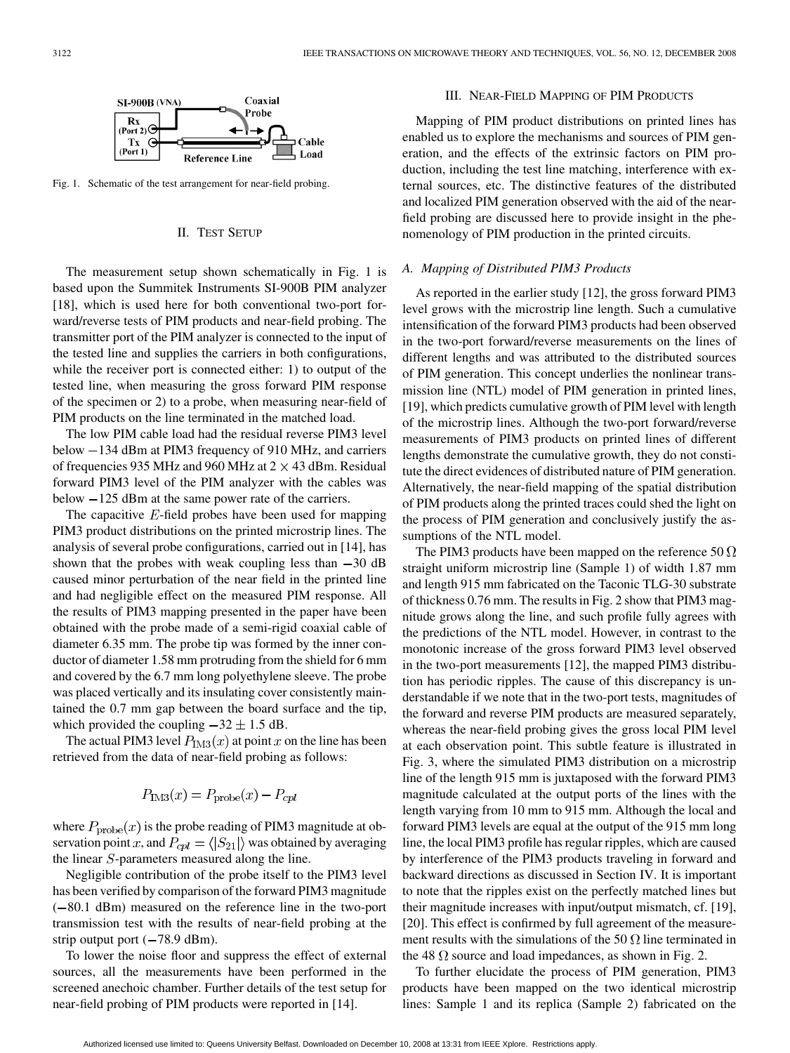Fig. 1. Schematic of the test arrangement for near-field probing.

## II. Test Setup

The measurement setup shown schematically in Fig. 1 is based upon the Summitek Instruments SI-900B PIM analyzer [18], which is used here for both conventional two-port forward/reverse tests of PIM products and near-field probing. The transmitter port of the PIM analyzer is connected to the input of the tested line and supplies the carriers in both configurations, while the receiver port is connected either: 1) to output of the tested line, when measuring the gross forward PIM response of the specimen or 2) to a probe, when measuring near-field of PIM products on the line terminated in the matched load.

The low PIM cable load had the residual reverse PIM3 level below −134 dBm at PIM3 frequency of 910 MHz, and carriers of frequencies 935 MHz and 960 MHz at $2 \times 43$ dBm. Residual forward PIM3 level of the PIM analyzer with the cables was below −125 dBm at the same power rate of the carriers.

The capacitive $E$-field probes have been used for mapping PIM3 product distributions on the printed microstrip lines. The analysis of several probe configurations, carried out in [14], has shown that the probes with weak coupling less than −30 dB caused minor perturbation of the near field in the printed line and had negligible effect on the measured PIM response. All the results of PIM3 mapping presented in the paper have been obtained with the probe made of a semi-rigid coaxial cable of diameter 6.35 mm. The probe tip was formed by the inner conductor of diameter 1.58 mm protruding from the shield for 6 mm and covered by the 6.7 mm long polyethylene sleeve. The probe was placed vertically and its insulating cover consistently maintained the 0.7 mm gap between the board surface and the tip, which provided the coupling $-32 \pm 1.5$ dB.

The actual PIM3 level $P_{\mathrm{IM3}}(x)$ at point $x$ on the line has been retrieved from the data of near-field probing as follows:

$$P_{\mathrm{IM3}}(x) = P_{\mathrm{probe}}(x) - P_{cpl}$$

where $P_{\mathrm{probe}}(x)$ is the probe reading of PIM3 magnitude at observation point $x$, and $P_{cpl} = \langle |S_{21}| \rangle$ was obtained by averaging the linear $S$-parameters measured along the line.

Negligible contribution of the probe itself to the PIM3 level has been verified by comparison of the forward PIM3 magnitude (−80.1 dBm) measured on the reference line in the two-port transmission test with the results of near-field probing at the strip output port (−78.9 dBm).

To lower the noise floor and suppress the effect of external sources, all the measurements have been performed in the screened anechoic chamber. Further details of the test setup for near-field probing of PIM products were reported in [14].

## III. Near-Field Mapping of PIM Products

Mapping of PIM product distributions on printed lines has enabled us to explore the mechanisms and sources of PIM generation, and the effects of the extrinsic factors on PIM production, including the test line matching, interference with external sources, etc. The distinctive features of the distributed and localized PIM generation observed with the aid of the near-field probing are discussed here to provide insight in the phenomenology of PIM production in the printed circuits.

### *A. Mapping of Distributed PIM3 Products*

As reported in the earlier study [12], the gross forward PIM3 level grows with the microstrip line length. Such a cumulative intensification of the forward PIM3 products had been observed in the two-port forward/reverse measurements on the lines of different lengths and was attributed to the distributed sources of PIM generation. This concept underlies the nonlinear transmission line (NTL) model of PIM generation in printed lines, [19], which predicts cumulative growth of PIM level with length of the microstrip lines. Although the two-port forward/reverse measurements of PIM3 products on printed lines of different lengths demonstrate the cumulative growth, they do not constitute the direct evidences of distributed nature of PIM generation. Alternatively, the near-field mapping of the spatial distribution of PIM products along the printed traces could shed the light on the process of PIM generation and conclusively justify the assumptions of the NTL model.

The PIM3 products have been mapped on the reference 50 Ω straight uniform microstrip line (Sample 1) of width 1.87 mm and length 915 mm fabricated on the Taconic TLG-30 substrate of thickness 0.76 mm. The results in Fig. 2 show that PIM3 magnitude grows along the line, and such profile fully agrees with the predictions of the NTL model. However, in contrast to the monotonic increase of the gross forward PIM3 level observed in the two-port measurements [12], the mapped PIM3 distribution has periodic ripples. The cause of this discrepancy is understandable if we note that in the two-port tests, magnitudes of the forward and reverse PIM products are measured separately, whereas the near-field probing gives the gross local PIM level at each observation point. This subtle feature is illustrated in Fig. 3, where the simulated PIM3 distribution on a microstrip line of the length 915 mm is juxtaposed with the forward PIM3 magnitude calculated at the output ports of the lines with the length varying from 10 mm to 915 mm. Although the local and forward PIM3 levels are equal at the output of the 915 mm long line, the local PIM3 profile has regular ripples, which are caused by interference of the PIM3 products traveling in forward and backward directions as discussed in Section IV. It is important to note that the ripples exist on the perfectly matched lines but their magnitude increases with input/output mismatch, cf. [19], [20]. This effect is confirmed by full agreement of the measurement results with the simulations of the 50 Ω line terminated in the 48 Ω source and load impedances, as shown in Fig. 2.

To further elucidate the process of PIM generation, PIM3 products have been mapped on the two identical microstrip lines: Sample 1 and its replica (Sample 2) fabricated on the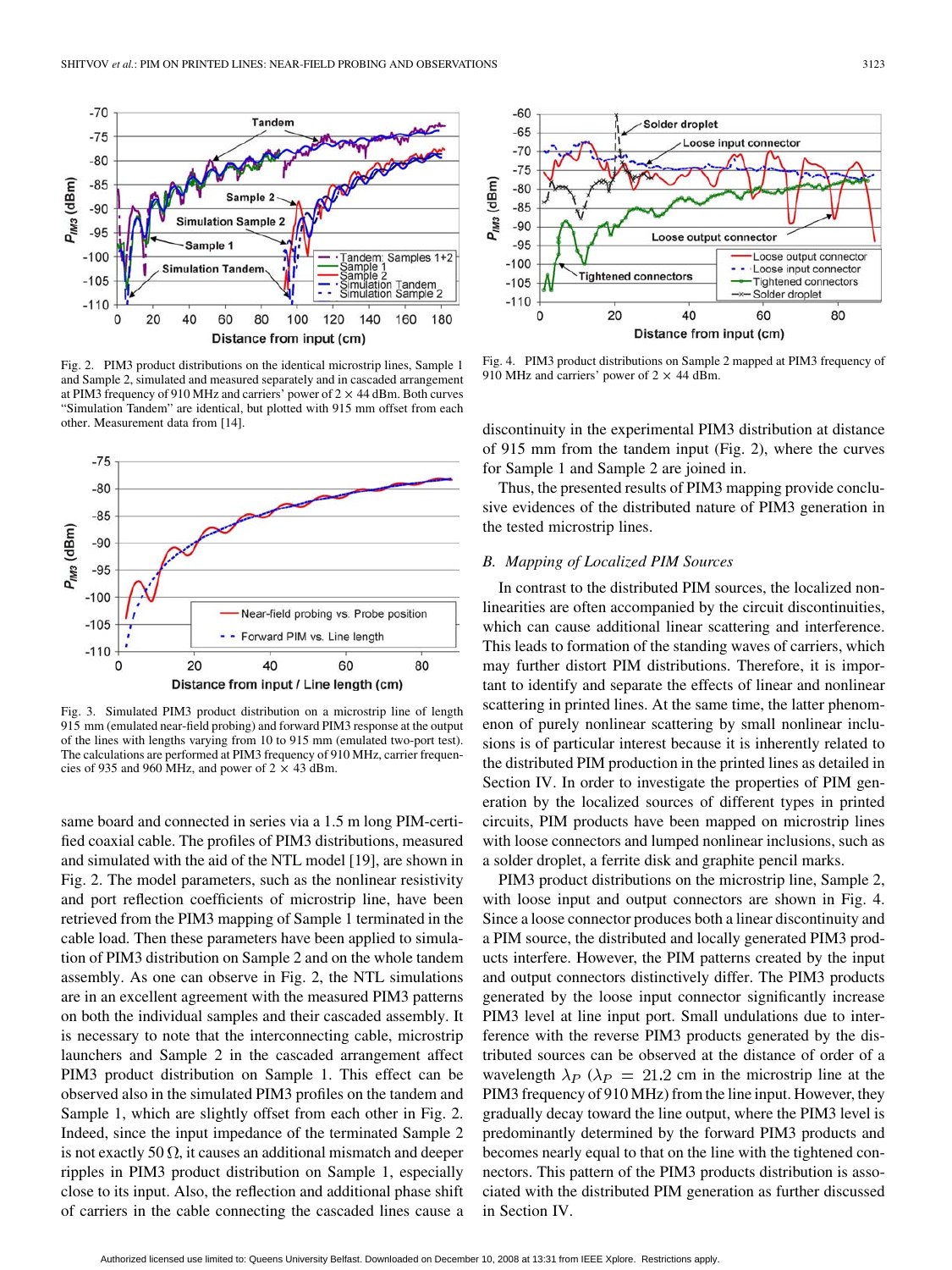Fig. 2. PIM3 product distributions on the identical microstrip lines, Sample 1 and Sample 2, simulated and measured separately and in cascaded arrangement at PIM3 frequency of 910 MHz and carriers' power of 2 × 44 dBm. Both curves "Simulation Tandem" are identical, but plotted with 915 mm offset from each other. Measurement data from [14].

Fig. 3. Simulated PIM3 product distribution on a microstrip line of length 915 mm (emulated near-field probing) and forward PIM3 response at the output of the lines with lengths varying from 10 to 915 mm (emulated two-port test). The calculations are performed at PIM3 frequency of 910 MHz, carrier frequencies of 935 and 960 MHz, and power of 2 × 43 dBm.

same board and connected in series via a 1.5 m long PIM-certified coaxial cable. The profiles of PIM3 distributions, measured and simulated with the aid of the NTL model [19], are shown in Fig. 2. The model parameters, such as the nonlinear resistivity and port reflection coefficients of microstrip line, have been retrieved from the PIM3 mapping of Sample 1 terminated in the cable load. Then these parameters have been applied to simulation of PIM3 distribution on Sample 2 and on the whole tandem assembly. As one can observe in Fig. 2, the NTL simulations are in an excellent agreement with the measured PIM3 patterns on both the individual samples and their cascaded assembly. It is necessary to note that the interconnecting cable, microstrip launchers and Sample 2 in the cascaded arrangement affect PIM3 product distribution on Sample 1. This effect can be observed also in the simulated PIM3 profiles on the tandem and Sample 1, which are slightly offset from each other in Fig. 2. Indeed, since the input impedance of the terminated Sample 2 is not exactly 50 $\Omega$, it causes an additional mismatch and deeper ripples in PIM3 product distribution on Sample 1, especially close to its input. Also, the reflection and additional phase shift of carriers in the cable connecting the cascaded lines cause a discontinuity in the experimental PIM3 distribution at distance of 915 mm from the tandem input (Fig. 2), where the curves for Sample 1 and Sample 2 are joined in.

Thus, the presented results of PIM3 mapping provide conclusive evidences of the distributed nature of PIM3 generation in the tested microstrip lines.

Fig. 4. PIM3 product distributions on Sample 2 mapped at PIM3 frequency of 910 MHz and carriers' power of 2 × 44 dBm.

### B. Mapping of Localized PIM Sources

In contrast to the distributed PIM sources, the localized nonlinearities are often accompanied by the circuit discontinuities, which can cause additional linear scattering and interference. This leads to formation of the standing waves of carriers, which may further distort PIM distributions. Therefore, it is important to identify and separate the effects of linear and nonlinear scattering in printed lines. At the same time, the latter phenomenon of purely nonlinear scattering by small nonlinear inclusions is of particular interest because it is inherently related to the distributed PIM production in the printed lines as detailed in Section IV. In order to investigate the properties of PIM generation by the localized sources of different types in printed circuits, PIM products have been mapped on microstrip lines with loose connectors and lumped nonlinear inclusions, such as a solder droplet, a ferrite disk and graphite pencil marks.

PIM3 product distributions on the microstrip line, Sample 2, with loose input and output connectors are shown in Fig. 4. Since a loose connector produces both a linear discontinuity and a PIM source, the distributed and locally generated PIM3 products interfere. However, the PIM patterns created by the input and output connectors distinctively differ. The PIM3 products generated by the loose input connector significantly increase PIM3 level at line input port. Small undulations due to interference with the reverse PIM3 products generated by the distributed sources can be observed at the distance of order of a wavelength $\lambda_P$ ($\lambda_P = 21.2$ cm in the microstrip line at the PIM3 frequency of 910 MHz) from the line input. However, they gradually decay toward the line output, where the PIM3 level is predominantly determined by the forward PIM3 products and becomes nearly equal to that on the line with the tightened connectors. This pattern of the PIM3 products distribution is associated with the distributed PIM generation as further discussed in Section IV.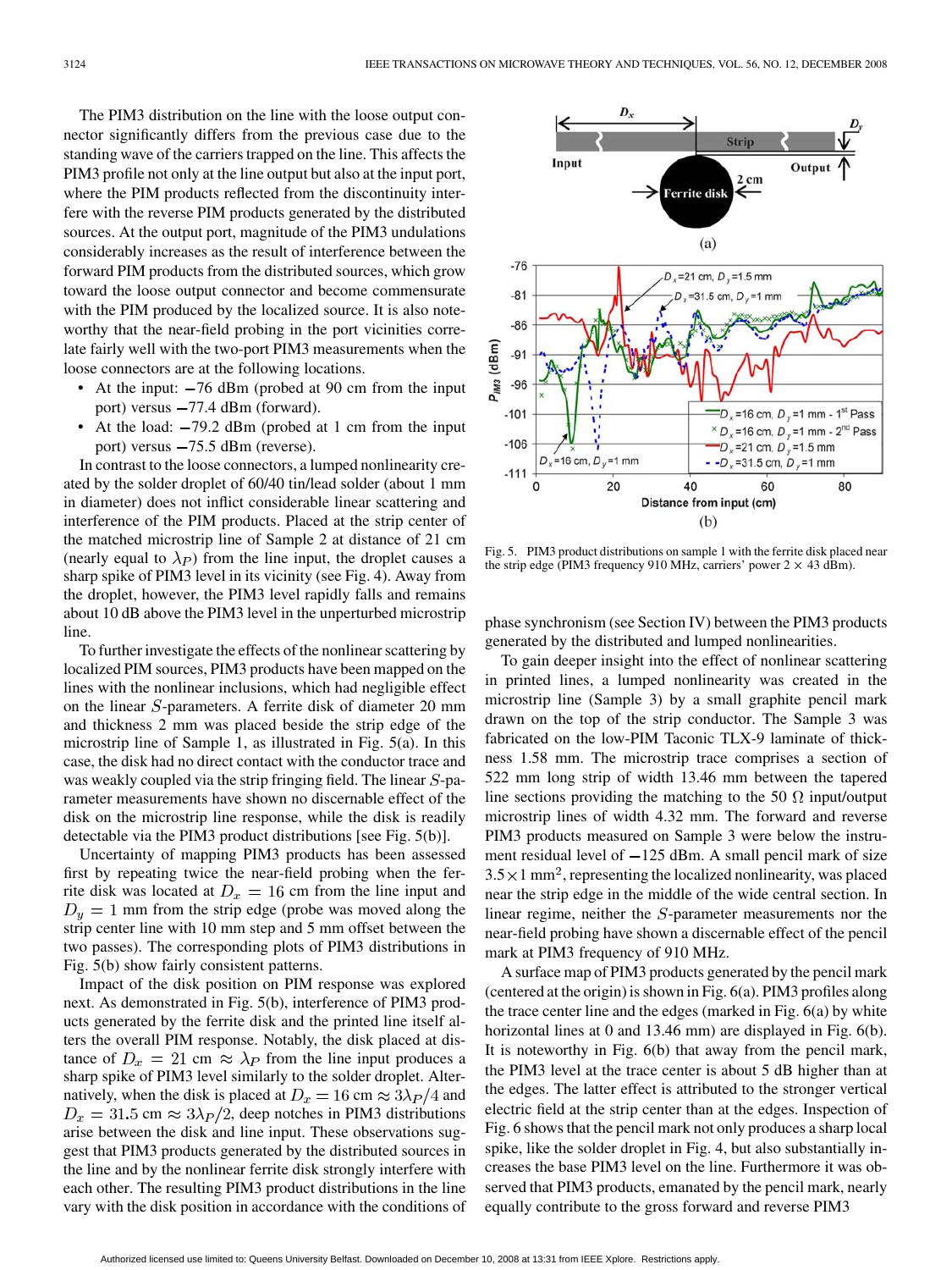The PIM3 distribution on the line with the loose output connector significantly differs from the previous case due to the standing wave of the carriers trapped on the line. This affects the PIM3 profile not only at the line output but also at the input port, where the PIM products reflected from the discontinuity interfere with the reverse PIM products generated by the distributed sources. At the output port, magnitude of the PIM3 undulations considerably increases as the result of interference between the forward PIM products from the distributed sources, which grow toward the loose output connector and become commensurate with the PIM produced by the localized source. It is also noteworthy that the near-field probing in the port vicinities correlate fairly well with the two-port PIM3 measurements when the loose connectors are at the following locations.

- At the input: $-76$ dBm (probed at 90 cm from the input port) versus $-77.4$ dBm (forward).
- At the load: $-79.2$ dBm (probed at 1 cm from the input port) versus $-75.5$ dBm (reverse).

In contrast to the loose connectors, a lumped nonlinearity created by the solder droplet of 60/40 tin/lead solder (about 1 mm in diameter) does not inflict considerable linear scattering and interference of the PIM products. Placed at the strip center of the matched microstrip line of Sample 2 at distance of 21 cm (nearly equal to $\lambda_P$) from the line input, the droplet causes a sharp spike of PIM3 level in its vicinity (see Fig. 4). Away from the droplet, however, the PIM3 level rapidly falls and remains about 10 dB above the PIM3 level in the unperturbed microstrip line.

To further investigate the effects of the nonlinear scattering by localized PIM sources, PIM3 products have been mapped on the lines with the nonlinear inclusions, which had negligible effect on the linear $S$-parameters. A ferrite disk of diameter 20 mm and thickness 2 mm was placed beside the strip edge of the microstrip line of Sample 1, as illustrated in Fig. 5(a). In this case, the disk had no direct contact with the conductor trace and was weakly coupled via the strip fringing field. The linear $S$-parameter measurements have shown no discernable effect of the disk on the microstrip line response, while the disk is readily detectable via the PIM3 product distributions [see Fig. 5(b)].

Uncertainty of mapping PIM3 products has been assessed first by repeating twice the near-field probing when the ferrite disk was located at $D_x = 16$ cm from the line input and $D_y = 1$ mm from the strip edge (probe was moved along the strip center line with 10 mm step and 5 mm offset between the two passes). The corresponding plots of PIM3 distributions in Fig. 5(b) show fairly consistent patterns.

Impact of the disk position on PIM response was explored next. As demonstrated in Fig. 5(b), interference of PIM3 products generated by the ferrite disk and the printed line itself alters the overall PIM response. Notably, the disk placed at distance of $D_x = 21$ cm $\approx \lambda_P$ from the line input produces a sharp spike of PIM3 level similarly to the solder droplet. Alternatively, when the disk is placed at $D_x = 16$ cm $\approx 3\lambda_P/4$ and $D_x = 31.5$ cm $\approx 3\lambda_P/2$, deep notches in PIM3 distributions arise between the disk and line input. These observations suggest that PIM3 products generated by the distributed sources in the line and by the nonlinear ferrite disk strongly interfere with each other. The resulting PIM3 product distributions in the line vary with the disk position in accordance with the conditions of phase synchronism (see Section IV) between the PIM3 products generated by the distributed and lumped nonlinearities.

Fig. 5. PIM3 product distributions on sample 1 with the ferrite disk placed near the strip edge (PIM3 frequency 910 MHz, carriers' power $2 \times 43$ dBm).

To gain deeper insight into the effect of nonlinear scattering in printed lines, a lumped nonlinearity was created in the microstrip line (Sample 3) by a small graphite pencil mark drawn on the top of the strip conductor. The Sample 3 was fabricated on the low-PIM Taconic TLX-9 laminate of thickness 1.58 mm. The microstrip trace comprises a section of 522 mm long strip of width 13.46 mm between the tapered line sections providing the matching to the 50 Ω input/output microstrip lines of width 4.32 mm. The forward and reverse PIM3 products measured on Sample 3 were below the instrument residual level of $-125$ dBm. A small pencil mark of size $3.5 \times 1$ mm$^2$, representing the localized nonlinearity, was placed near the strip edge in the middle of the wide central section. In linear regime, neither the $S$-parameter measurements nor the near-field probing have shown a discernable effect of the pencil mark at PIM3 frequency of 910 MHz.

A surface map of PIM3 products generated by the pencil mark (centered at the origin) is shown in Fig. 6(a). PIM3 profiles along the trace center line and the edges (marked in Fig. 6(a) by white horizontal lines at 0 and 13.46 mm) are displayed in Fig. 6(b). It is noteworthy in Fig. 6(b) that away from the pencil mark, the PIM3 level at the trace center is about 5 dB higher than at the edges. The latter effect is attributed to the stronger vertical electric field at the strip center than at the edges. Inspection of Fig. 6 shows that the pencil mark not only produces a sharp local spike, like the solder droplet in Fig. 4, but also substantially increases the base PIM3 level on the line. Furthermore it was observed that PIM3 products, emanated by the pencil mark, nearly equally contribute to the gross forward and reverse PIM3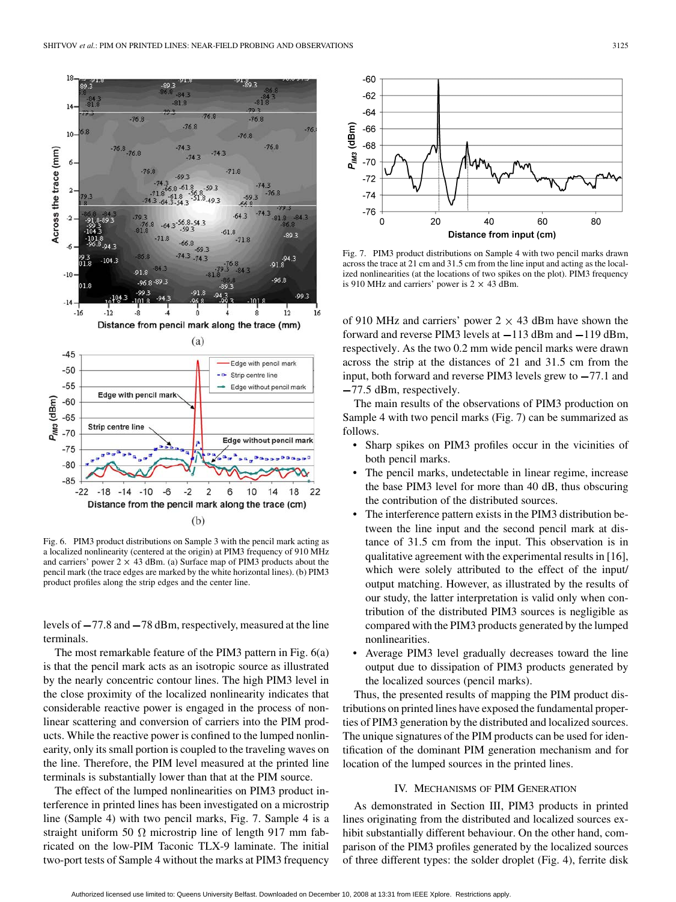Fig. 6. PIM3 product distributions on Sample 3 with the pencil mark acting as a localized nonlinearity (centered at the origin) at PIM3 frequency of 910 MHz and carriers' power 2 × 43 dBm. (a) Surface map of PIM3 products about the pencil mark (the trace edges are marked by the white horizontal lines). (b) PIM3 product profiles along the strip edges and the center line.

levels of −77.8 and −78 dBm, respectively, measured at the line terminals.

The most remarkable feature of the PIM3 pattern in Fig. 6(a) is that the pencil mark acts as an isotropic source as illustrated by the nearly concentric contour lines. The high PIM3 level in the close proximity of the localized nonlinearity indicates that considerable reactive power is engaged in the process of nonlinear scattering and conversion of carriers into the PIM products. While the reactive power is confined to the lumped nonlinearity, only its small portion is coupled to the traveling waves on the line. Therefore, the PIM level measured at the printed line terminals is substantially lower than that at the PIM source.

The effect of the lumped nonlinearities on PIM3 product interference in printed lines has been investigated on a microstrip line (Sample 4) with two pencil marks, Fig. 7. Sample 4 is a straight uniform 50 Ω microstrip line of length 917 mm fabricated on the low-PIM Taconic TLX-9 laminate. The initial two-port tests of Sample 4 without the marks at PIM3 frequency of 910 MHz and carriers' power 2 × 43 dBm have shown the forward and reverse PIM3 levels at −113 dBm and −119 dBm, respectively. As the two 0.2 mm wide pencil marks were drawn across the strip at the distances of 21 and 31.5 cm from the input, both forward and reverse PIM3 levels grew to −77.1 and −77.5 dBm, respectively.

Fig. 7. PIM3 product distributions on Sample 4 with two pencil marks drawn across the trace at 21 cm and 31.5 cm from the line input and acting as the localized nonlinearities (at the locations of two spikes on the plot). PIM3 frequency is 910 MHz and carriers' power is 2 × 43 dBm.

The main results of the observations of PIM3 production on Sample 4 with two pencil marks (Fig. 7) can be summarized as follows.

- Sharp spikes on PIM3 profiles occur in the vicinities of both pencil marks.
- The pencil marks, undetectable in linear regime, increase the base PIM3 level for more than 40 dB, thus obscuring the contribution of the distributed sources.
- The interference pattern exists in the PIM3 distribution between the line input and the second pencil mark at distance of 31.5 cm from the input. This observation is in qualitative agreement with the experimental results in [16], which were solely attributed to the effect of the input/output matching. However, as illustrated by the results of our study, the latter interpretation is valid only when contribution of the distributed PIM3 sources is negligible as compared with the PIM3 products generated by the lumped nonlinearities.
- Average PIM3 level gradually decreases toward the line output due to dissipation of PIM3 products generated by the localized sources (pencil marks).

Thus, the presented results of mapping the PIM product distributions on printed lines have exposed the fundamental properties of PIM3 generation by the distributed and localized sources. The unique signatures of the PIM products can be used for identification of the dominant PIM generation mechanism and for location of the lumped sources in the printed lines.

## IV. Mechanisms of PIM Generation

As demonstrated in Section III, PIM3 products in printed lines originating from the distributed and localized sources exhibit substantially different behaviour. On the other hand, comparison of the PIM3 profiles generated by the localized sources of three different types: the solder droplet (Fig. 4), ferrite disk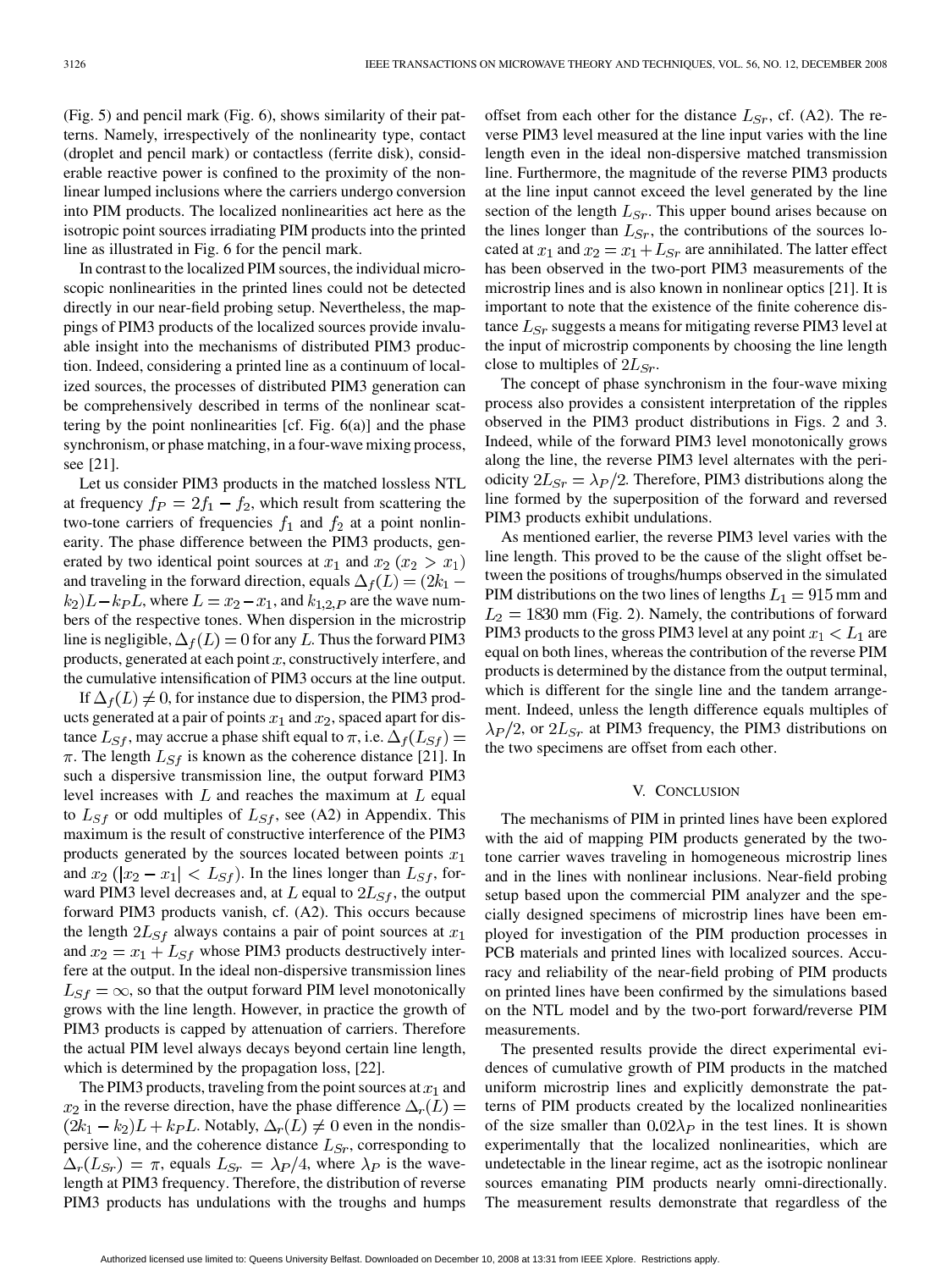(Fig. 5) and pencil mark (Fig. 6), shows similarity of their patterns. Namely, irrespectively of the nonlinearity type, contact (droplet and pencil mark) or contactless (ferrite disk), considerable reactive power is confined to the proximity of the nonlinear lumped inclusions where the carriers undergo conversion into PIM products. The localized nonlinearities act here as the isotropic point sources irradiating PIM products into the printed line as illustrated in Fig. 6 for the pencil mark.

In contrast to the localized PIM sources, the individual microscopic nonlinearities in the printed lines could not be detected directly in our near-field probing setup. Nevertheless, the mappings of PIM3 products of the localized sources provide invaluable insight into the mechanisms of distributed PIM3 production. Indeed, considering a printed line as a continuum of localized sources, the processes of distributed PIM3 generation can be comprehensively described in terms of the nonlinear scattering by the point nonlinearities [cf. Fig. 6(a)] and the phase synchronism, or phase matching, in a four-wave mixing process, see [21].

Let us consider PIM3 products in the matched lossless NTL at frequency $f_P = 2f_1 - f_2$, which result from scattering the two-tone carriers of frequencies $f_1$ and $f_2$ at a point nonlinearity. The phase difference between the PIM3 products, generated by two identical point sources at $x_1$ and $x_2$ ($x_2 > x_1$) and traveling in the forward direction, equals $\Delta_f(L) = (2k_1 - k_2)L - k_P L$, where $L = x_2 - x_1$, and $k_{1,2,P}$ are the wave numbers of the respective tones. When dispersion in the microstrip line is negligible, $\Delta_f(L) = 0$ for any $L$. Thus the forward PIM3 products, generated at each point $x$, constructively interfere, and the cumulative intensification of PIM3 occurs at the line output.

If $\Delta_f(L) \neq 0$, for instance due to dispersion, the PIM3 products generated at a pair of points $x_1$ and $x_2$, spaced apart for distance $L_{Sf}$, may accrue a phase shift equal to $\pi$, i.e. $\Delta_f(L_{Sf}) = \pi$. The length $L_{Sf}$ is known as the coherence distance [21]. In such a dispersive transmission line, the output forward PIM3 level increases with $L$ and reaches the maximum at $L$ equal to $L_{Sf}$ or odd multiples of $L_{Sf}$, see (A2) in Appendix. This maximum is the result of constructive interference of the PIM3 products generated by the sources located between points $x_1$ and $x_2$ ($|x_2 - x_1| < L_{Sf}$). In the lines longer than $L_{Sf}$, forward PIM3 level decreases and, at $L$ equal to $2L_{Sf}$, the output forward PIM3 products vanish, cf. (A2). This occurs because the length $2L_{Sf}$ always contains a pair of point sources at $x_1$ and $x_2 = x_1 + L_{Sf}$ whose PIM3 products destructively interfere at the output. In the ideal non-dispersive transmission lines $L_{Sf} = \infty$, so that the output forward PIM level monotonically grows with the line length. However, in practice the growth of PIM3 products is capped by attenuation of carriers. Therefore the actual PIM level always decays beyond certain line length, which is determined by the propagation loss, [22].

The PIM3 products, traveling from the point sources at $x_1$ and $x_2$ in the reverse direction, have the phase difference $\Delta_r(L) = (2k_1 - k_2)L + k_P L$. Notably, $\Delta_r(L) \neq 0$ even in the nondispersive line, and the coherence distance $L_{Sr}$, corresponding to $\Delta_r(L_{Sr}) = \pi$, equals $L_{Sr} = \lambda_P/4$, where $\lambda_P$ is the wavelength at PIM3 frequency. Therefore, the distribution of reverse PIM3 products has undulations with the troughs and humps offset from each other for the distance $L_{Sr}$, cf. (A2). The reverse PIM3 level measured at the line input varies with the line length even in the ideal non-dispersive matched transmission line. Furthermore, the magnitude of the reverse PIM3 products at the line input cannot exceed the level generated by the line section of the length $L_{Sr}$. This upper bound arises because on the lines longer than $L_{Sr}$, the contributions of the sources located at $x_1$ and $x_2 = x_1 + L_{Sr}$ are annihilated. The latter effect has been observed in the two-port PIM3 measurements of the microstrip lines and is also known in nonlinear optics [21]. It is important to note that the existence of the finite coherence distance $L_{Sr}$ suggests a means for mitigating reverse PIM3 level at the input of microstrip components by choosing the line length close to multiples of $2L_{Sr}$.

The concept of phase synchronism in the four-wave mixing process also provides a consistent interpretation of the ripples observed in the PIM3 product distributions in Figs. 2 and 3. Indeed, while of the forward PIM3 level monotonically grows along the line, the reverse PIM3 level alternates with the periodicity $2L_{Sr} = \lambda_P/2$. Therefore, PIM3 distributions along the line formed by the superposition of the forward and reversed PIM3 products exhibit undulations.

As mentioned earlier, the reverse PIM3 level varies with the line length. This proved to be the cause of the slight offset between the positions of troughs/humps observed in the simulated PIM distributions on the two lines of lengths $L_1 = 915$ mm and $L_2 = 1830$ mm (Fig. 2). Namely, the contributions of forward PIM3 products to the gross PIM3 level at any point $x_1 < L_1$ are equal on both lines, whereas the contribution of the reverse PIM products is determined by the distance from the output terminal, which is different for the single line and the tandem arrangement. Indeed, unless the length difference equals multiples of $\lambda_P/2$, or $2L_{Sr}$ at PIM3 frequency, the PIM3 distributions on the two specimens are offset from each other.

## V. Conclusion

The mechanisms of PIM in printed lines have been explored with the aid of mapping PIM products generated by the two-tone carrier waves traveling in homogeneous microstrip lines and in the lines with nonlinear inclusions. Near-field probing setup based upon the commercial PIM analyzer and the specially designed specimens of microstrip lines have been employed for investigation of the PIM production processes in PCB materials and printed lines with localized sources. Accuracy and reliability of the near-field probing of PIM products on printed lines have been confirmed by the simulations based on the NTL model and by the two-port forward/reverse PIM measurements.

The presented results provide the direct experimental evidences of cumulative growth of PIM products in the matched uniform microstrip lines and explicitly demonstrate the patterns of PIM products created by the localized nonlinearities of the size smaller than $0.02\lambda_P$ in the test lines. It is shown experimentally that the localized nonlinearities, which are undetectable in the linear regime, act as the isotropic nonlinear sources emanating PIM products nearly omni-directionally. The measurement results demonstrate that regardless of the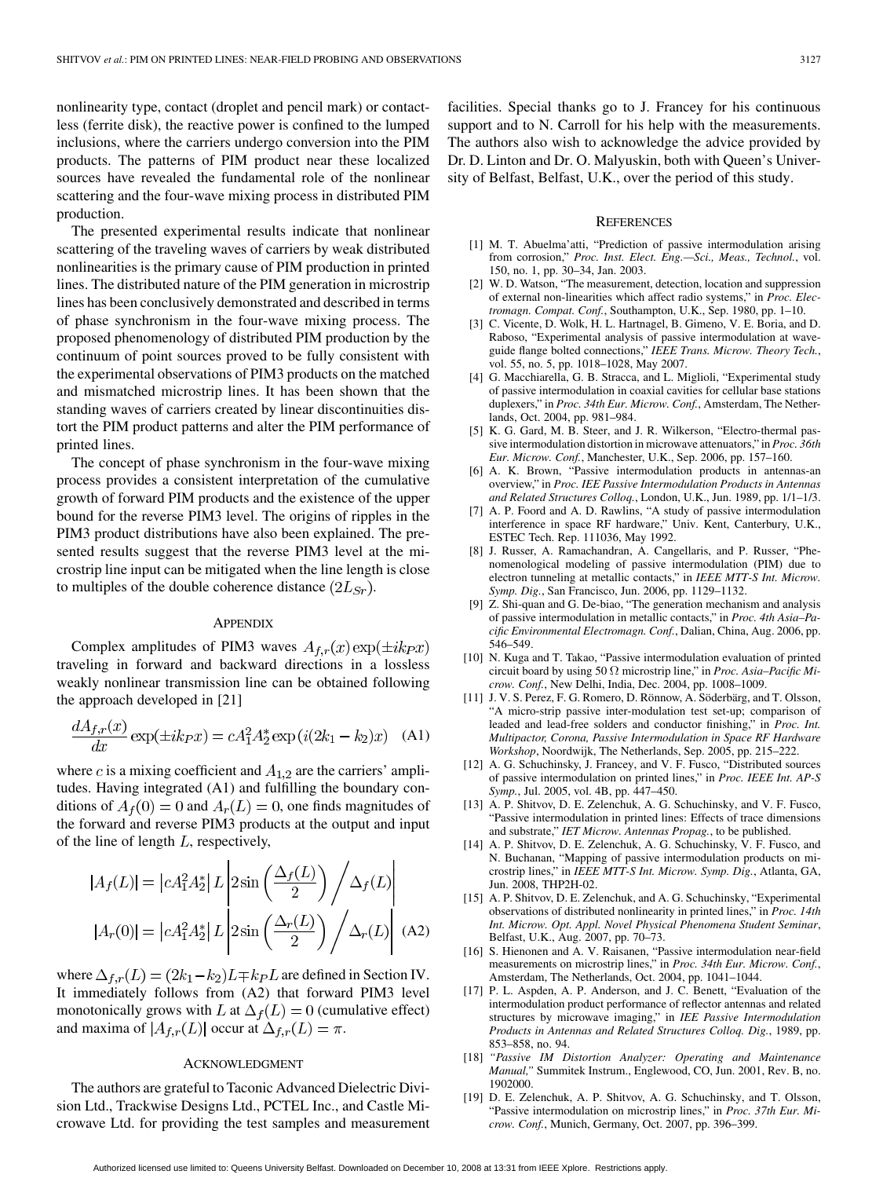nonlinearity type, contact (droplet and pencil mark) or contactless (ferrite disk), the reactive power is confined to the lumped inclusions, where the carriers undergo conversion into the PIM products. The patterns of PIM product near these localized sources have revealed the fundamental role of the nonlinear scattering and the four-wave mixing process in distributed PIM production.

The presented experimental results indicate that nonlinear scattering of the traveling waves of carriers by weak distributed nonlinearities is the primary cause of PIM production in printed lines. The distributed nature of the PIM generation in microstrip lines has been conclusively demonstrated and described in terms of phase synchronism in the four-wave mixing process. The proposed phenomenology of distributed PIM production by the continuum of point sources proved to be fully consistent with the experimental observations of PIM3 products on the matched and mismatched microstrip lines. It has been shown that the standing waves of carriers created by linear discontinuities distort the PIM product patterns and alter the PIM performance of printed lines.

The concept of phase synchronism in the four-wave mixing process provides a consistent interpretation of the cumulative growth of forward PIM products and the existence of the upper bound for the reverse PIM3 level. The origins of ripples in the PIM3 product distributions have also been explained. The presented results suggest that the reverse PIM3 level at the microstrip line input can be mitigated when the line length is close to multiples of the double coherence distance $(2L_{Sr})$.

## Appendix

Complex amplitudes of PIM3 waves $A_{f,r}(x)\exp(\pm ik_P x)$ traveling in forward and backward directions in a lossless weakly nonlinear transmission line can be obtained following the approach developed in [21]

$$\frac{dA_{f,r}(x)}{dx}\exp(\pm ik_P x) = cA_1^2 A_2^* \exp(i(2k_1 - k_2)x) \quad \text{(A1)}$$

where $c$ is a mixing coefficient and $A_{1,2}$ are the carriers' amplitudes. Having integrated (A1) and fulfilling the boundary conditions of $A_f(0) = 0$ and $A_r(L) = 0$, one finds magnitudes of the forward and reverse PIM3 products at the output and input of the line of length $L$, respectively,

$$|A_f(L)| = \left|cA_1^2 A_2^*\right| L \left| 2\sin\left(\frac{\Delta_f(L)}{2}\right) \Big/ \Delta_f(L) \right|$$

$$|A_r(0)| = \left|cA_1^2 A_2^*\right| L \left| 2\sin\left(\frac{\Delta_r(L)}{2}\right) \Big/ \Delta_r(L) \right| \quad \text{(A2)}$$

where $\Delta_{f,r}(L) = (2k_1 - k_2)L \mp k_P L$ are defined in Section IV. It immediately follows from (A2) that forward PIM3 level monotonically grows with $L$ at $\Delta_f(L) = 0$ (cumulative effect) and maxima of $|A_{f,r}(L)|$ occur at $\Delta_{f,r}(L) = \pi$.

## Acknowledgment

The authors are grateful to Taconic Advanced Dielectric Division Ltd., Trackwise Designs Ltd., PCTEL Inc., and Castle Microwave Ltd. for providing the test samples and measurement facilities. Special thanks go to J. Francey for his continuous support and to N. Carroll for his help with the measurements. The authors also wish to acknowledge the advice provided by Dr. D. Linton and Dr. O. Malyuskin, both with Queen's University of Belfast, Belfast, U.K., over the period of this study.

## References

[1] M. T. Abuelma'atti, "Prediction of passive intermodulation arising from corrosion," *Proc. Inst. Elect. Eng.—Sci., Meas., Technol.*, vol. 150, no. 1, pp. 30–34, Jan. 2003.

[2] W. D. Watson, "The measurement, detection, location and suppression of external non-linearities which affect radio systems," in *Proc. Electromagn. Compat. Conf.*, Southampton, U.K., Sep. 1980, pp. 1–10.

[3] C. Vicente, D. Wolk, H. L. Hartnagel, B. Gimeno, V. E. Boria, and D. Raboso, "Experimental analysis of passive intermodulation at waveguide flange bolted connections," *IEEE Trans. Microw. Theory Tech.*, vol. 55, no. 5, pp. 1018–1028, May 2007.

[4] G. Macchiarella, G. B. Stracca, and L. Miglioli, "Experimental study of passive intermodulation in coaxial cavities for cellular base stations duplexers," in *Proc. 34th Eur. Microw. Conf.*, Amsterdam, The Netherlands, Oct. 2004, pp. 981–984.

[5] K. G. Gard, M. B. Steer, and J. R. Wilkerson, "Electro-thermal passive intermodulation distortion in microwave attenuators," in *Proc. 36th Eur. Microw. Conf.*, Manchester, U.K., Sep. 2006, pp. 157–160.

[6] A. K. Brown, "Passive intermodulation products in antennas-an overview," in *Proc. IEE Passive Intermodulation Products in Antennas and Related Structures Colloq.*, London, U.K., Jun. 1989, pp. 1/1–1/3.

[7] A. P. Foord and A. D. Rawlins, "A study of passive intermodulation interference in space RF hardware," Univ. Kent, Canterbury, U.K., ESTEC Tech. Rep. 111036, May 1992.

[8] J. Russer, A. Ramachandran, A. Cangellaris, and P. Russer, "Phenomenological modeling of passive intermodulation (PIM) due to electron tunneling at metallic contacts," in *IEEE MTT-S Int. Microw. Symp. Dig.*, San Francisco, Jun. 2006, pp. 1129–1132.

[9] Z. Shi-quan and G. De-biao, "The generation mechanism and analysis of passive intermodulation in metallic contacts," in *Proc. 4th Asia–Pacific Environmental Electromagn. Conf.*, Dalian, China, Aug. 2006, pp. 546–549.

[10] N. Kuga and T. Takao, "Passive intermodulation evaluation of printed circuit board by using 50 Ω microstrip line," in *Proc. Asia–Pacific Microw. Conf.*, New Delhi, India, Dec. 2004, pp. 1008–1009.

[11] J. V. S. Perez, F. G. Romero, D. Rönnow, A. Söderbärg, and T. Olsson, "A micro-strip passive inter-modulation test set-up; comparison of leaded and lead-free solders and conductor finishing," in *Proc. Int. Multipactor, Corona, Passive Intermodulation in Space RF Hardware Workshop*, Noordwijk, The Netherlands, Sep. 2005, pp. 215–222.

[12] A. G. Schuchinsky, J. Francey, and V. F. Fusco, "Distributed sources of passive intermodulation on printed lines," in *Proc. IEEE Int. AP-S Symp.*, Jul. 2005, vol. 4B, pp. 447–450.

[13] A. P. Shitvov, D. E. Zelenchuk, A. G. Schuchinsky, and V. F. Fusco, "Passive intermodulation in printed lines: Effects of trace dimensions and substrate," *IET Microw. Antennas Propag.*, to be published.

[14] A. P. Shitvov, D. E. Zelenchuk, A. G. Schuchinsky, V. F. Fusco, and N. Buchanan, "Mapping of passive intermodulation products on microstrip lines," in *IEEE MTT-S Int. Microw. Symp. Dig.*, Atlanta, GA, Jun. 2008, THP2H-02.

[15] A. P. Shitvov, D. E. Zelenchuk, and A. G. Schuchinsky, "Experimental observations of distributed nonlinearity in printed lines," in *Proc. 14th Int. Microw. Opt. Appl. Novel Physical Phenomena Student Seminar*, Belfast, U.K., Aug. 2007, pp. 70–73.

[16] S. Hienonen and A. V. Raisanen, "Passive intermodulation near-field measurements on microstrip lines," in *Proc. 34th Eur. Microw. Conf.*, Amsterdam, The Netherlands, Oct. 2004, pp. 1041–1044.

[17] P. L. Aspden, A. P. Anderson, and J. C. Benett, "Evaluation of the intermodulation product performance of reflector antennas and related structures by microwave imaging," in *IEE Passive Intermodulation Products in Antennas and Related Structures Colloq. Dig.*, 1989, pp. 853–858, no. 94.

[18] *"Passive IM Distortion Analyzer: Operating and Maintenance Manual,"* Summitek Instrum., Englewood, CO, Jun. 2001, Rev. B, no. 1902000.

[19] D. E. Zelenchuk, A. P. Shitvov, A. G. Schuchinsky, and T. Olsson, "Passive intermodulation on microstrip lines," in *Proc. 37th Eur. Microw. Conf.*, Munich, Germany, Oct. 2007, pp. 396–399.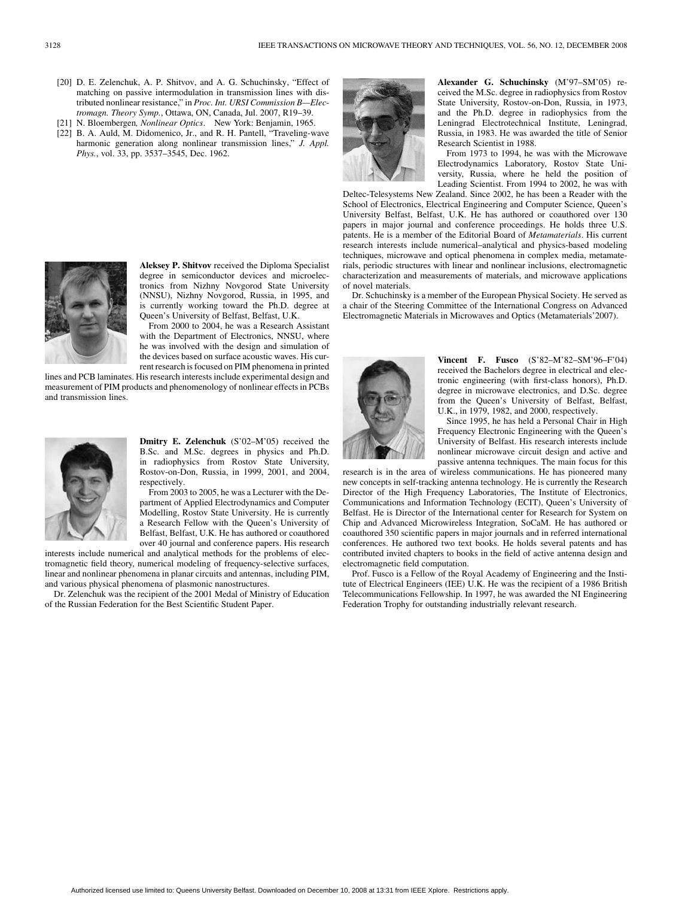[20] D. E. Zelenchuk, A. P. Shitvov, and A. G. Schuchinsky, "Effect of matching on passive intermodulation in transmission lines with distributed nonlinear resistance," in *Proc. Int. URSI Commission B—Electromagn. Theory Symp.*, Ottawa, ON, Canada, Jul. 2007, R19–39.

[21] N. Bloembergen, *Nonlinear Optics*. New York: Benjamin, 1965.

[22] B. A. Auld, M. Didomenico, Jr., and R. H. Pantell, "Traveling-wave harmonic generation along nonlinear transmission lines," *J. Appl. Phys.*, vol. 33, pp. 3537–3545, Dec. 1962.

**Aleksey P. Shitvov** received the Diploma Specialist degree in semiconductor devices and microelectronics from Nizhny Novgorod State University (NNSU), Nizhny Novgorod, Russia, in 1995, and is currently working toward the Ph.D. degree at Queen's University of Belfast, Belfast, U.K.

From 2000 to 2004, he was a Research Assistant with the Department of Electronics, NNSU, where he was involved with the design and simulation of the devices based on surface acoustic waves. His current research is focused on PIM phenomena in printed lines and PCB laminates. His research interests include experimental design and measurement of PIM products and phenomenology of nonlinear effects in PCBs and transmission lines.

**Dmitry E. Zelenchuk** (S'02–M'05) received the B.Sc. and M.Sc. degrees in physics and Ph.D. in radiophysics from Rostov State University, Rostov-on-Don, Russia, in 1999, 2001, and 2004, respectively.

From 2003 to 2005, he was a Lecturer with the Department of Applied Electrodynamics and Computer Modelling, Rostov State University. He is currently a Research Fellow with the Queen's University of Belfast, Belfast, U.K. He has authored or coauthored over 40 journal and conference papers. His research interests include numerical and analytical methods for the problems of electromagnetic field theory, numerical modeling of frequency-selective surfaces, linear and nonlinear phenomena in planar circuits and antennas, including PIM, and various physical phenomena of plasmonic nanostructures.

Dr. Zelenchuk was the recipient of the 2001 Medal of Ministry of Education of the Russian Federation for the Best Scientific Student Paper.

**Alexander G. Schuchinsky** (M'97–SM'05) received the M.Sc. degree in radiophysics from Rostov State University, Rostov-on-Don, Russia, in 1973, and the Ph.D. degree in radiophysics from the Leningrad Electrotechnical Institute, Leningrad, Russia, in 1983. He was awarded the title of Senior Research Scientist in 1988.

From 1973 to 1994, he was with the Microwave Electrodynamics Laboratory, Rostov State University, Russia, where he held the position of Leading Scientist. From 1994 to 2002, he was with Deltec-Telesystems New Zealand. Since 2002, he has been a Reader with the School of Electronics, Electrical Engineering and Computer Science, Queen's University Belfast, Belfast, U.K. He has authored or coauthored over 130 papers in major journal and conference proceedings. He holds three U.S. patents. He is a member of the Editorial Board of *Metamaterials*. His current research interests include numerical–analytical and physics-based modeling techniques, microwave and optical phenomena in complex media, metamaterials, periodic structures with linear and nonlinear inclusions, electromagnetic characterization and measurements of materials, and microwave applications of novel materials.

Dr. Schuchinsky is a member of the European Physical Society. He served as a chair of the Steering Committee of the International Congress on Advanced Electromagnetic Materials in Microwaves and Optics (Metamaterials'2007).

**Vincent F. Fusco** (S'82–M'82–SM'96–F'04) received the Bachelors degree in electrical and electronic engineering (with first-class honors), Ph.D. degree in microwave electronics, and D.Sc. degree from the Queen's University of Belfast, Belfast, U.K., in 1979, 1982, and 2000, respectively.

Since 1995, he has held a Personal Chair in High Frequency Electronic Engineering with the Queen's University of Belfast. His research interests include nonlinear microwave circuit design and active and passive antenna techniques. The main focus for this research is in the area of wireless communications. He has pioneered many new concepts in self-tracking antenna technology. He is currently the Research Director of the High Frequency Laboratories, The Institute of Electronics, Communications and Information Technology (ECIT), Queen's University of Belfast. He is Director of the International center for Research for System on Chip and Advanced Microwireless Integration, SoCaM. He has authored or coauthored 350 scientific papers in major journals and in referred international conferences. He authored two text books. He holds several patents and has contributed invited chapters to books in the field of active antenna design and electromagnetic field computation.

Prof. Fusco is a Fellow of the Royal Academy of Engineering and the Institute of Electrical Engineers (IEE) U.K. He was the recipient of a 1986 British Telecommunications Fellowship. In 1997, he was awarded the NI Engineering Federation Trophy for outstanding industrially relevant research.